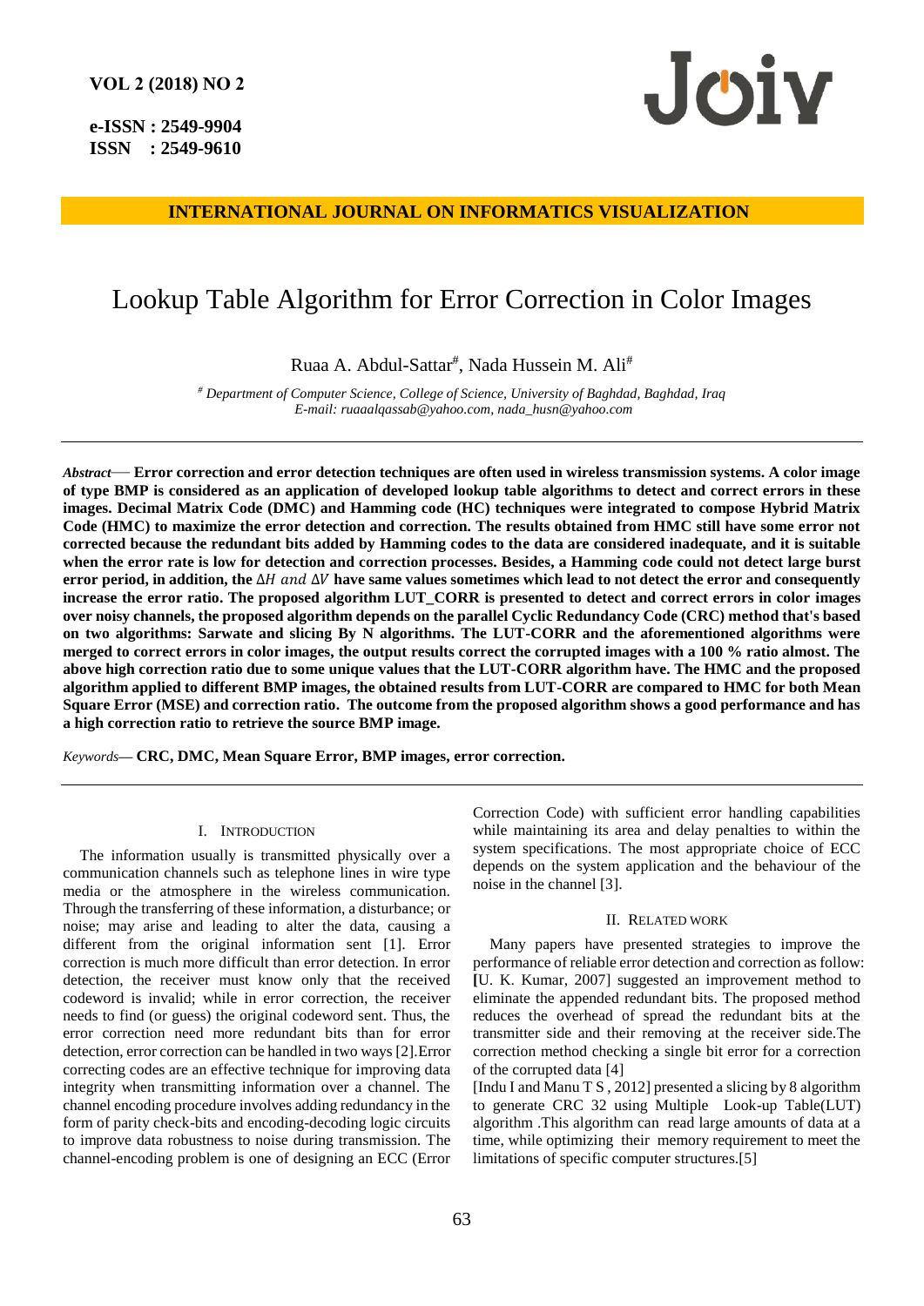# Lookup Table Algorithm for Error Correction in Color Images

Ruaa A. Abdul-Sattar[#], Nada Hussein M. Ali[#]

[#] *Department of Computer Science, College of Science, University of Baghdad, Baghdad, Iraq*
*E-mail: ruaaalqassab@yahoo.com, nada_husn@yahoo.com*

***Abstract*— Error correction and error detection techniques are often used in wireless transmission systems. A color image of type BMP is considered as an application of developed lookup table algorithms to detect and correct errors in these images. Decimal Matrix Code (DMC) and Hamming code (HC) techniques were integrated to compose Hybrid Matrix Code (HMC) to maximize the error detection and correction. The results obtained from HMC still have some error not corrected because the redundant bits added by Hamming codes to the data are considered inadequate, and it is suitable when the error rate is low for detection and correction processes. Besides, a Hamming code could not detect large burst error period, in addition, the $\Delta H$ and $\Delta V$ have same values sometimes which lead to not detect the error and consequently increase the error ratio. The proposed algorithm LUT_CORR is presented to detect and correct errors in color images over noisy channels, the proposed algorithm depends on the parallel Cyclic Redundancy Code (CRC) method that's based on two algorithms: Sarwate and slicing By N algorithms. The LUT-CORR and the aforementioned algorithms were merged to correct errors in color images, the output results correct the corrupted images with a 100 % ratio almost. The above high correction ratio due to some unique values that the LUT-CORR algorithm have. The HMC and the proposed algorithm applied to different BMP images, the obtained results from LUT-CORR are compared to HMC for both Mean Square Error (MSE) and correction ratio. The outcome from the proposed algorithm shows a good performance and has a high correction ratio to retrieve the source BMP image.**

*Keywords*— **CRC, DMC, Mean Square Error, BMP images, error correction.**

## I. Introduction

The information usually is transmitted physically over a communication channels such as telephone lines in wire type media or the atmosphere in the wireless communication. Through the transferring of these information, a disturbance; or noise; may arise and leading to alter the data, causing a different from the original information sent [1]. Error correction is much more difficult than error detection. In error detection, the receiver must know only that the received codeword is invalid; while in error correction, the receiver needs to find (or guess) the original codeword sent. Thus, the error correction need more redundant bits than for error detection, error correction can be handled in two ways [2].Error correcting codes are an effective technique for improving data integrity when transmitting information over a channel. The channel encoding procedure involves adding redundancy in the form of parity check-bits and encoding-decoding logic circuits to improve data robustness to noise during transmission. The channel-encoding problem is one of designing an ECC (Error Correction Code) with sufficient error handling capabilities while maintaining its area and delay penalties to within the system specifications. The most appropriate choice of ECC depends on the system application and the behaviour of the noise in the channel [3].

## II. Related work

Many papers have presented strategies to improve the performance of reliable error detection and correction as follow: **[**U. K. Kumar, 2007] suggested an improvement method to eliminate the appended redundant bits. The proposed method reduces the overhead of spread the redundant bits at the transmitter side and their removing at the receiver side.The correction method checking a single bit error for a correction of the corrupted data [4]

[Indu I and Manu T S , 2012] presented a slicing by 8 algorithm to generate CRC 32 using Multiple Look-up Table(LUT) algorithm .This algorithm can read large amounts of data at a time, while optimizing their memory requirement to meet the limitations of specific computer structures.[5]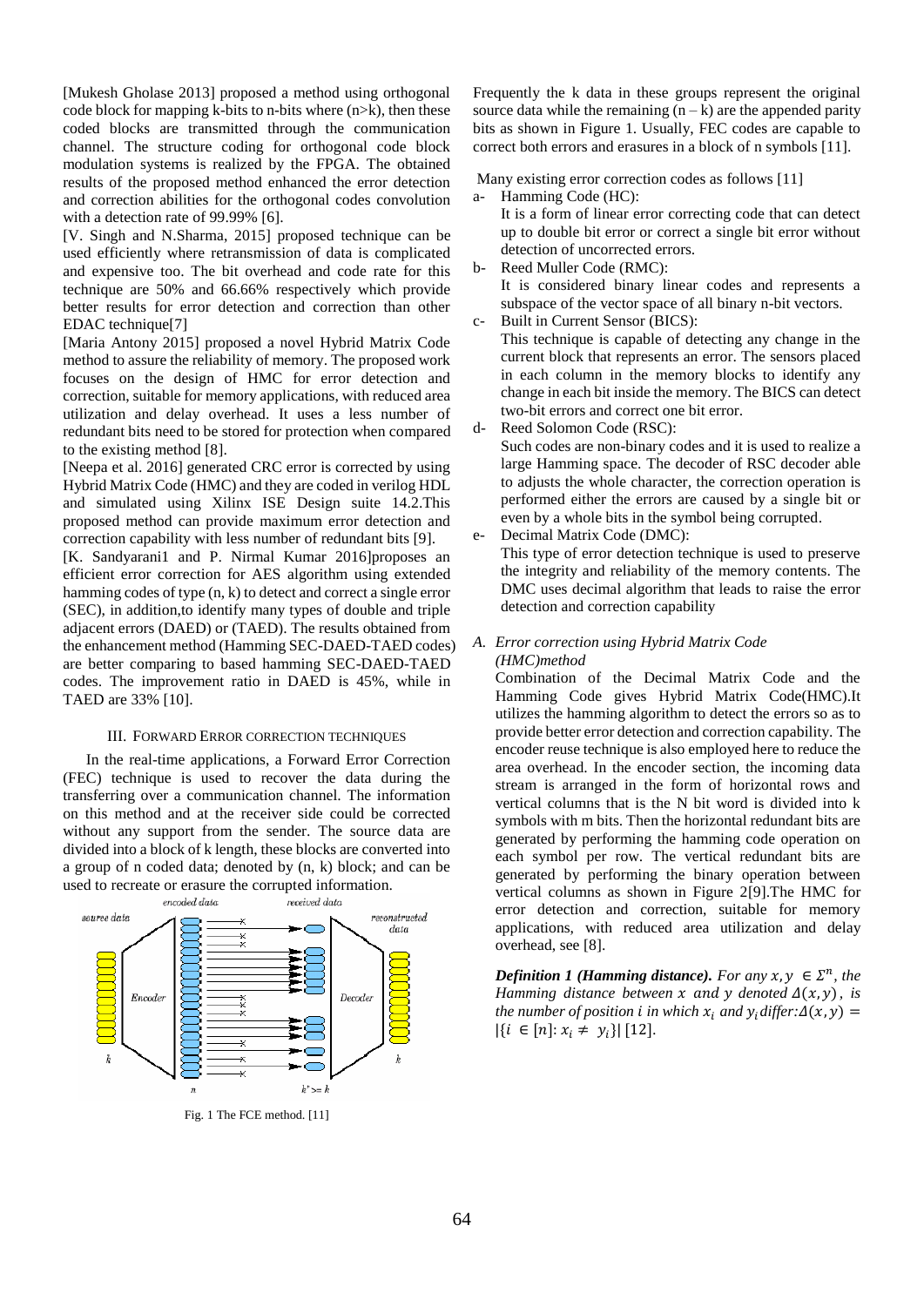[Mukesh Gholase 2013] proposed a method using orthogonal code block for mapping k-bits to n-bits where (n>k), then these coded blocks are transmitted through the communication channel. The structure coding for orthogonal code block modulation systems is realized by the FPGA. The obtained results of the proposed method enhanced the error detection and correction abilities for the orthogonal codes convolution with a detection rate of 99.99% [6].

[V. Singh and N.Sharma, 2015] proposed technique can be used efficiently where retransmission of data is complicated and expensive too. The bit overhead and code rate for this technique are 50% and 66.66% respectively which provide better results for error detection and correction than other EDAC technique[7]

[Maria Antony 2015] proposed a novel Hybrid Matrix Code method to assure the reliability of memory. The proposed work focuses on the design of HMC for error detection and correction, suitable for memory applications, with reduced area utilization and delay overhead. It uses a less number of redundant bits need to be stored for protection when compared to the existing method [8].

[Neepa et al. 2016] generated CRC error is corrected by using Hybrid Matrix Code (HMC) and they are coded in verilog HDL and simulated using Xilinx ISE Design suite 14.2.This proposed method can provide maximum error detection and correction capability with less number of redundant bits [9].

[K. Sandyarani1 and P. Nirmal Kumar 2016]proposes an efficient error correction for AES algorithm using extended hamming codes of type (n, k) to detect and correct a single error (SEC), in addition,to identify many types of double and triple adjacent errors (DAED) or (TAED). The results obtained from the enhancement method (Hamming SEC-DAED-TAED codes) are better comparing to based hamming SEC-DAED-TAED codes. The improvement ratio in DAED is 45%, while in TAED are 33% [10].

## III. Forward Error correction techniques

In the real-time applications, a Forward Error Correction (FEC) technique is used to recover the data during the transferring over a communication channel. The information on this method and at the receiver side could be corrected without any support from the sender. The source data are divided into a block of k length, these blocks are converted into a group of n coded data; denoted by (n, k) block; and can be used to recreate or erasure the corrupted information.

Fig. 1 The FCE method. [11]

Frequently the k data in these groups represent the original source data while the remaining (n – k) are the appended parity bits as shown in Figure 1. Usually, FEC codes are capable to correct both errors and erasures in a block of n symbols [11].

Many existing error correction codes as follows [11]

a- Hamming Code (HC):
It is a form of linear error correcting code that can detect up to double bit error or correct a single bit error without detection of uncorrected errors.

b- Reed Muller Code (RMC):
It is considered binary linear codes and represents a subspace of the vector space of all binary n-bit vectors.

c- Built in Current Sensor (BICS):
This technique is capable of detecting any change in the current block that represents an error. The sensors placed in each column in the memory blocks to identify any change in each bit inside the memory. The BICS can detect two-bit errors and correct one bit error.

d- Reed Solomon Code (RSC):
Such codes are non-binary codes and it is used to realize a large Hamming space. The decoder of RSC decoder able to adjusts the whole character, the correction operation is performed either the errors are caused by a single bit or even by a whole bits in the symbol being corrupted.

e- Decimal Matrix Code (DMC):
This type of error detection technique is used to preserve the integrity and reliability of the memory contents. The DMC uses decimal algorithm that leads to raise the error detection and correction capability

### A. *Error correction using Hybrid Matrix Code (HMC)method*

Combination of the Decimal Matrix Code and the Hamming Code gives Hybrid Matrix Code(HMC).It utilizes the hamming algorithm to detect the errors so as to provide better error detection and correction capability. The encoder reuse technique is also employed here to reduce the area overhead. In the encoder section, the incoming data stream is arranged in the form of horizontal rows and vertical columns that is the N bit word is divided into k symbols with m bits. Then the horizontal redundant bits are generated by performing the hamming code operation on each symbol per row. The vertical redundant bits are generated by performing the binary operation between vertical columns as shown in Figure 2[9].The HMC for error detection and correction, suitable for memory applications, with reduced area utilization and delay overhead, see [8].

***Definition 1 (Hamming distance).*** *For any $x, y \in \Sigma^n$, the Hamming distance between $x$ and $y$ denoted $\Delta(x, y)$, is the number of position $i$ in which $x_i$ and $y_i$ differ:* $\Delta(x, y) = |\{i \in [n]: x_i \neq y_i\}|$ [12].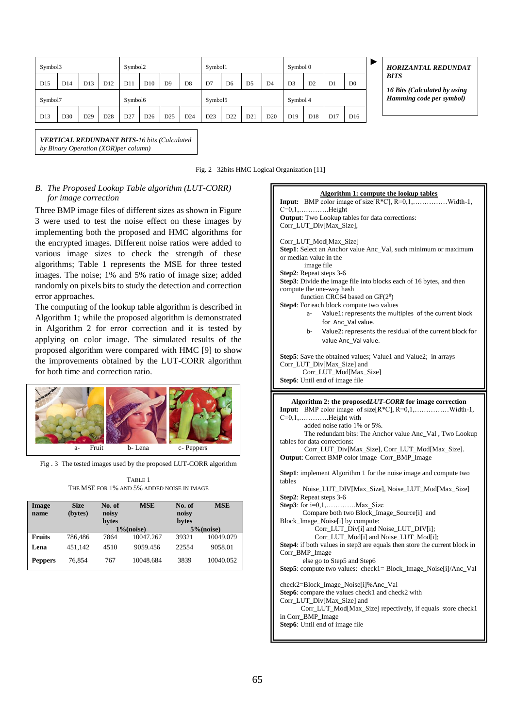| Symbol3 | | | | Symbol2 | | | | Symbol1 | | | | Symbol 0 | | | |
|---|---|---|---|---|---|---|---|---|---|---|---|---|---|---|---|
| D15 | D14 | D13 | D12 | D11 | D10 | D9 | D8 | D7 | D6 | D5 | D4 | D3 | D2 | D1 | D0 |
| Symbol7 | | | | Symbol6 | | | | Symbol5 | | | | Symbol 4 | | | |
| D13 | D30 | D29 | D28 | D27 | D26 | D25 | D24 | D23 | D22 | D21 | D20 | D19 | D18 | D17 | D16 |

***HORIZANTAL REDUNDAT BITS***

***16 Bits (Calculated by using Hamming code per symbol)***

***VERTICAL REDUNDANT BITS**-16 bits (Calculated by Binary Operation (XOR)per column)*

Fig. 2 32bits HMC Logical Organization [11]

### *B. The Proposed Lookup Table algorithm (LUT-CORR) for image correction*

Three BMP image files of different sizes as shown in Figure 3 were used to test the noise effect on these images by implementing both the proposed and HMC algorithms for the encrypted images. Different noise ratios were added to various image sizes to check the strength of these algorithms; Table 1 represents the MSE for three tested images. The noise; 1% and 5% ratio of image size; added randomly on pixels bits to study the detection and correction error approaches.

The computing of the lookup table algorithm is described in Algorithm 1; while the proposed algorithm is demonstrated in Algorithm 2 for error correction and it is tested by applying on color image. The simulated results of the proposed algorithm were compared with HMC [9] to show the improvements obtained by the LUT-CORR algorithm for both time and correction ratio.

a- Fruit b- Lena c- Peppers

Fig . 3 The tested images used by the proposed LUT-CORR algorithm

TABLE 1
THE MSE FOR 1% AND 5% ADDED NOISE IN IMAGE

| Image name | Size (bytes) | No. of noisy bytes | MSE | No. of noisy bytes | MSE |
|---|---|---|---|---|---|
| | | 1%(noise) | | 5%(noise) | |
| **Fruits** | 786,486 | 7864 | 10047.267 | 39321 | 10049.079 |
| **Lena** | 451,142 | 4510 | 9059.456 | 22554 | 9058.01 |
| **Peppers** | 76,854 | 767 | 10048.684 | 3839 | 10040.052 |

**Algorithm 1: compute the lookup tables**

**Input:** BMP color image of size[R*C], R=0,1,……………Width-1, C=0,1,………….Height

**Output**: Two Lookup tables for data corrections: Corr_LUT_Div[Max_Size],

Corr_LUT_Mod[Max_Size]

**Step1**: Select an Anchor value Anc_Val, such minimum or maximum or median value in the image file

**Step2**: Repeat steps 3-6

**Step3**: Divide the image file into blocks each of 16 bytes, and then compute the one-way hash function CRC64 based on GF($2^8$)

**Step4**: For each block compute two values

- a- Value1: represents the multiples of the current block for Anc_Val value.
- b- Value2: represents the residual of the current block for value Anc_Val value.

**Step5**: Save the obtained values; Value1 and Value2; in arrays Corr_LUT_Div[Max_Size] and Corr_LUT_Mod[Max_Size]

**Step6**: Until end of image file

**Algorithm 2: the proposed *LUT-CORR* for image correction**

**Input:** BMP color image of size[R*C], R=0,1,……………Width-1, C=0,1,………….Height with added noise ratio 1% or 5%.

The redundant bits: The Anchor value Anc_Val , Two Lookup tables for data corrections: Corr_LUT_Div[Max_Size], Corr_LUT_Mod[Max_Size].

**Output**: Correct BMP color image Corr_BMP_Image

**Step1**: implement Algorithm 1 for the noise image and compute two tables Noise_LUT_DIV[Max_Size], Noise_LUT_Mod[Max_Size]

**Step2**: Repeat steps 3-6

**Step3**: for i=0,1,………….Max_Size

Compare both two Block_Image_Source[i] and Block_Image_Noise[i] by compute:

Corr_LUT_Div[i] and Noise_LUT_DIV[i];

Corr_LUT_Mod[i] and Noise_LUT_Mod[i];

**Step4**: if both values in step3 are equals then store the current block in Corr_BMP_Image

else go to Step5 and Step6

**Step5**: compute two values: check1= Block_Image_Noise[i]/Anc_Val

check2=Block_Image_Noise[i]%Anc_Val

**Step6**: compare the values check1 and check2 with Corr_LUT_Div[Max_Size] and Corr_LUT_Mod[Max_Size] repectively, if equals store check1 in Corr_BMP_Image

**Step6**: Until end of image file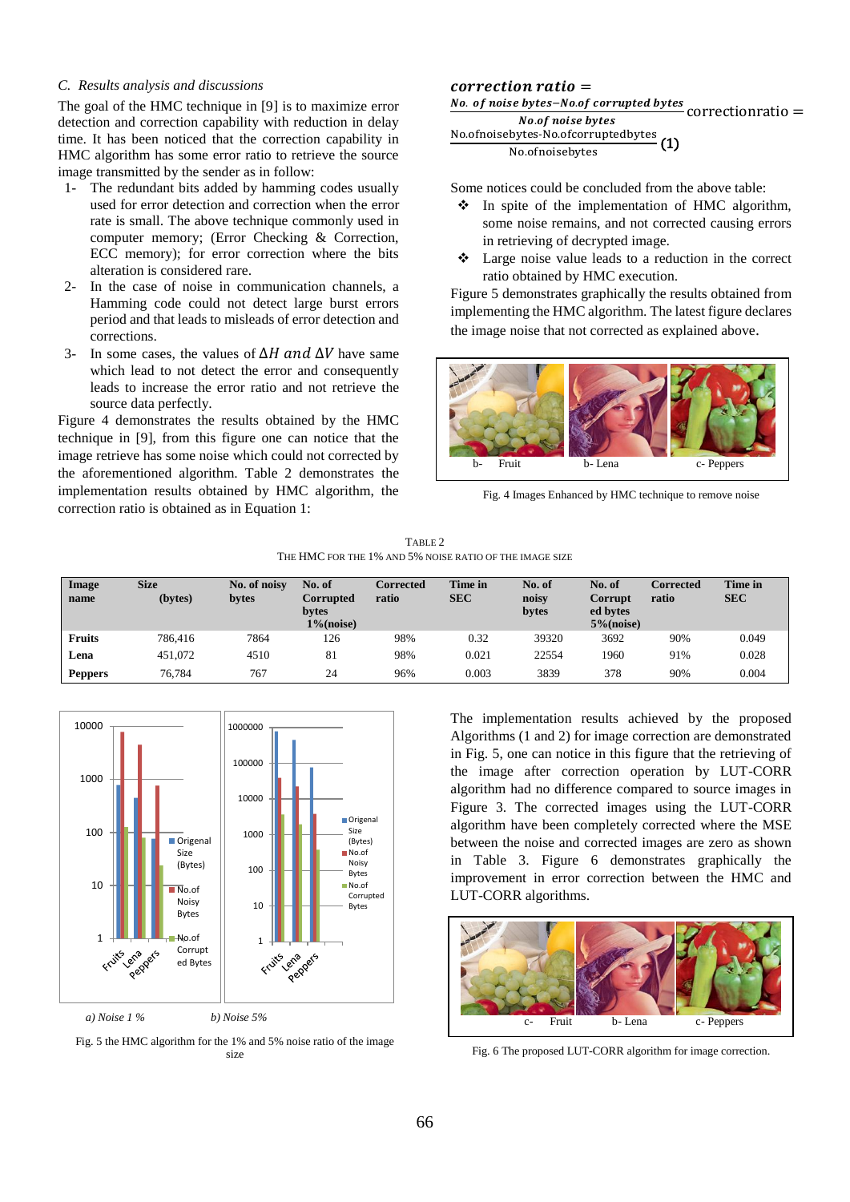### C. Results analysis and discussions

The goal of the HMC technique in [9] is to maximize error detection and correction capability with reduction in delay time. It has been noticed that the correction capability in HMC algorithm has some error ratio to retrieve the source image transmitted by the sender as in follow:

1- The redundant bits added by hamming codes usually used for error detection and correction when the error rate is small. The above technique commonly used in computer memory; (Error Checking & Correction, ECC memory); for error correction where the bits alteration is considered rare.
2- In the case of noise in communication channels, a Hamming code could not detect large burst errors period and that leads to misleads of error detection and corrections.
3- In some cases, the values of $\Delta H$ *and* $\Delta V$ have same which lead to not detect the error and consequently leads to increase the error ratio and not retrieve the source data perfectly.

Figure 4 demonstrates the results obtained by the HMC technique in [9], from this figure one can notice that the image retrieve has some noise which could not corrected by the aforementioned algorithm. Table 2 demonstrates the implementation results obtained by HMC algorithm, the correction ratio is obtained as in Equation 1:

$$\textit{correction ratio} = \frac{\textit{No. of noise bytes} - \textit{No.of corrupted bytes}}{\textit{No.of noise bytes}} \quad \text{correctionratio} = \frac{\text{No.ofnoisebytes-No.ofcorruptedbytes}}{\text{No.ofnoisebytes}} \quad (1)$$

Some notices could be concluded from the above table:

- In spite of the implementation of HMC algorithm, some noise remains, and not corrected causing errors in retrieving of decrypted image.
- Large noise value leads to a reduction in the correct ratio obtained by HMC execution.

Figure 5 demonstrates graphically the results obtained from implementing the HMC algorithm. The latest figure declares the image noise that not corrected as explained above.

b- Fruit  b- Lena  c- Peppers

Fig. 4 Images Enhanced by HMC technique to remove noise

TABLE 2
THE HMC FOR THE 1% AND 5% NOISE RATIO OF THE IMAGE SIZE

| Image name | Size (bytes) | No. of noisy bytes | No. of Corrupted bytes 1%(noise) | Corrected ratio | Time in SEC | No. of noisy bytes | No. of Corrupted bytes 5%(noise) | Corrected ratio | Time in SEC |
|---|---|---|---|---|---|---|---|---|---|
| **Fruits** | 786,416 | 7864 | 126 | 98% | 0.32 | 39320 | 3692 | 90% | 0.049 |
| **Lena** | 451,072 | 4510 | 81 | 98% | 0.021 | 22554 | 1960 | 91% | 0.028 |
| **Peppers** | 76,784 | 767 | 24 | 96% | 0.003 | 3839 | 378 | 90% | 0.004 |

*a) Noise 1 %* *b) Noise 5%*

Fig. 5 the HMC algorithm for the 1% and 5% noise ratio of the image size

The implementation results achieved by the proposed Algorithms (1 and 2) for image correction are demonstrated in Fig. 5, one can notice in this figure that the retrieving of the image after correction operation by LUT-CORR algorithm had no difference compared to source images in Figure 3. The corrected images using the LUT-CORR algorithm have been completely corrected where the MSE between the noise and corrected images are zero as shown in Table 3. Figure 6 demonstrates graphically the improvement in error correction between the HMC and LUT-CORR algorithms.

c- Fruit  b- Lena  c- Peppers

Fig. 6 The proposed LUT-CORR algorithm for image correction.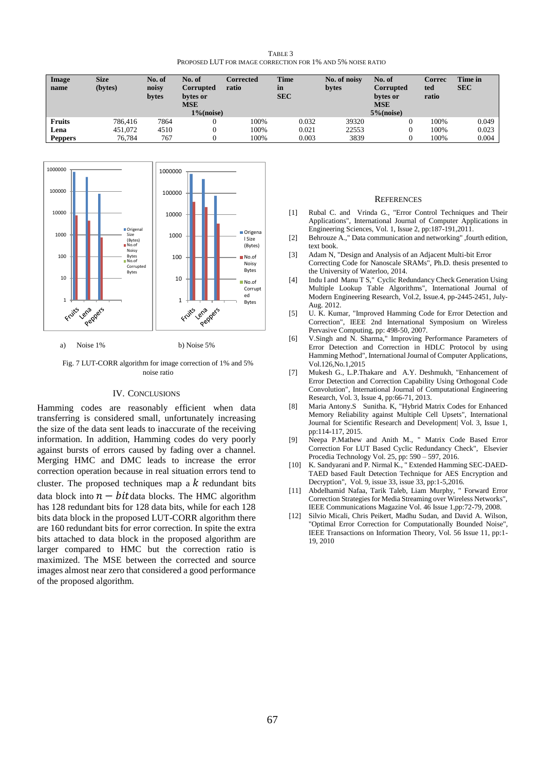TABLE 3
PROPOSED LUT FOR IMAGE CORRECTION FOR 1% AND 5% NOISE RATIO

| Image name | Size (bytes) | No. of noisy bytes | No. of Corrupted bytes or MSE 1%(noise) | Corrected ratio | Time in SEC | No. of noisy bytes | No. of Corrupted bytes or MSE 5%(noise) | Corrected ratio | Time in SEC |
|---|---|---|---|---|---|---|---|---|---|
| **Fruits** | 786,416 | 7864 | 0 | 100% | 0.032 | 39320 | 0 | 100% | 0.049 |
| **Lena** | 451,072 | 4510 | 0 | 100% | 0.021 | 22553 | 0 | 100% | 0.023 |
| **Peppers** | 76,784 | 767 | 0 | 100% | 0.003 | 3839 | 0 | 100% | 0.004 |

1000000
100000
10000
1000
100
10
1
Fruits Lena Peppers
Origenal Size (Bytes)
No.of Noisy Bytes
No.of Corrupted Bytes

1000000
100000
10000
1000
100
10
1
Fruits Lena Peppers
Origenal Size (Bytes)
No.of Noisy Bytes
No.of Corrupted Bytes

a) Noise 1% b) Noise 5%

Fig. 7 LUT-CORR algorithm for image correction of 1% and 5% noise ratio

## IV. CONCLUSIONS

Hamming codes are reasonably efficient when data transferring is considered small, unfortunately increasing the size of the data sent leads to inaccurate of the receiving information. In addition, Hamming codes do very poorly against bursts of errors caused by fading over a channel. Merging HMC and DMC leads to increase the error correction operation because in real situation errors tend to cluster. The proposed techniques map a $k$ redundant bits data block into $n - bit$ data blocks. The HMC algorithm has 128 redundant bits for 128 data bits, while for each 128 bits data block in the proposed LUT-CORR algorithm there are 160 redundant bits for error correction. In spite the extra bits attached to data block in the proposed algorithm are larger compared to HMC but the correction ratio is maximized. The MSE between the corrected and source images almost near zero that considered a good performance of the proposed algorithm.

## REFERENCES

[1] Rubal C. and Vrinda G., "Error Control Techniques and Their Applications", International Journal of Computer Applications in Engineering Sciences, Vol. 1, Issue 2, pp:187-191,2011.

[2] Behrouze A.," Data communication and networking" ,fourth edition, text book.

[3] Adam N, "Design and Analysis of an Adjacent Multi-bit Error Correcting Code for Nanoscale SRAMs", Ph.D. thesis presented to the University of Waterloo, 2014.

[4] Indu I and Manu T S," Cyclic Redundancy Check Generation Using Multiple Lookup Table Algorithms", International Journal of Modern Engineering Research, Vol.2, Issue.4, pp-2445-2451, July-Aug. 2012.

[5] U. K. Kumar, "Improved Hamming Code for Error Detection and Correction", IEEE 2nd International Symposium on Wireless Pervasive Computing, pp: 498-50, 2007.

[6] V.Singh and N. Sharma," Improving Performance Parameters of Error Detection and Correction in HDLC Protocol by using Hamming Method", International Journal of Computer Applications, Vol.126,No.1,2015

[7] Mukesh G., L.P.Thakare and A.Y. Deshmukh, "Enhancement of Error Detection and Correction Capability Using Orthogonal Code Convolution", International Journal of Computational Engineering Research, Vol. 3, Issue 4, pp:66-71, 2013.

[8] Maria Antony.S Sunitha. K, "Hybrid Matrix Codes for Enhanced Memory Reliability against Multiple Cell Upsets", International Journal for Scientific Research and Development| Vol. 3, Issue 1, pp:114-117, 2015.

[9] Neepa P.Mathew and Anith M., " Matrix Code Based Error Correction For LUT Based Cyclic Redundancy Check", Elsevier Procedia Technology Vol. 25, pp: 590 – 597, 2016.

[10] K. Sandyarani and P. Nirmal K., " Extended Hamming SEC-DAED-TAED based Fault Detection Technique for AES Encryption and Decryption", Vol. 9, issue 33, issue 33, pp:1-5,2016.

[11] Abdelhamid Nafaa, Tarik Taleb, Liam Murphy, " Forward Error Correction Strategies for Media Streaming over Wireless Networks", IEEE Communications Magazine Vol. 46 Issue 1,pp:72-79, 2008.

[12] Silvio Micali, Chris Peikert, Madhu Sudan, and David A. Wilson, "Optimal Error Correction for Computationally Bounded Noise", IEEE Transactions on Information Theory, Vol. 56 Issue 11, pp:1-19, 2010